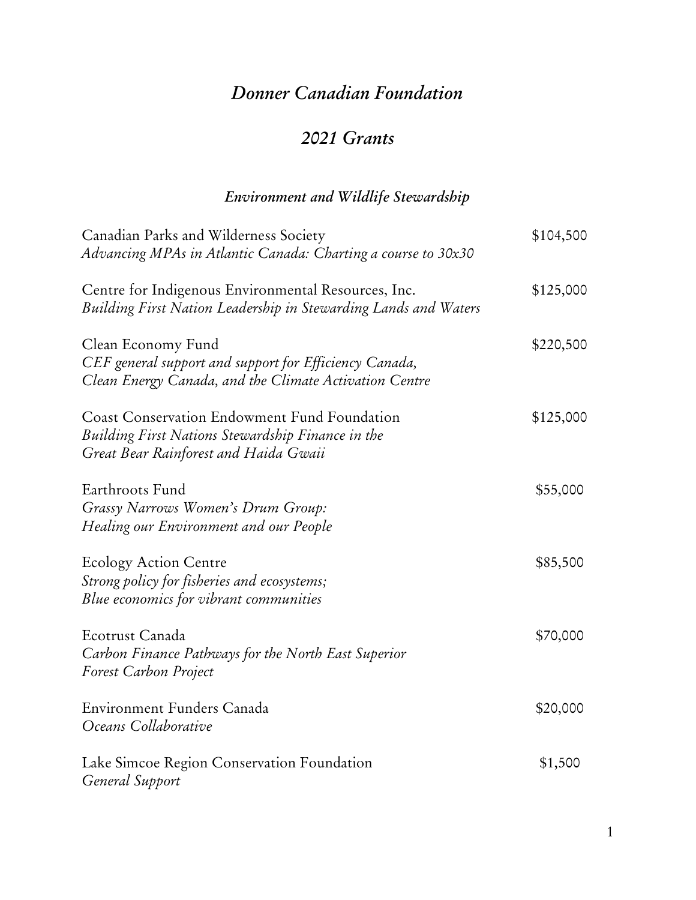# *Donner Canadian Foundation*

## *2021 Grants*

### *Environment and Wildlife Stewardship*

| Organization / Project | Amount |
|---|---|
| Canadian Parks and Wilderness Society<br>*Advancing MPAs in Atlantic Canada: Charting a course to 30x30* | $104,500 |
| Centre for Indigenous Environmental Resources, Inc.<br>*Building First Nation Leadership in Stewarding Lands and Waters* | $125,000 |
| Clean Economy Fund<br>*CEF general support and support for Efficiency Canada, Clean Energy Canada, and the Climate Activation Centre* | $220,500 |
| Coast Conservation Endowment Fund Foundation<br>*Building First Nations Stewardship Finance in the Great Bear Rainforest and Haida Gwaii* | $125,000 |
| Earthroots Fund<br>*Grassy Narrows Women's Drum Group: Healing our Environment and our People* | $55,000 |
| Ecology Action Centre<br>*Strong policy for fisheries and ecosystems; Blue economics for vibrant communities* | $85,500 |
| Ecotrust Canada<br>*Carbon Finance Pathways for the North East Superior Forest Carbon Project* | $70,000 |
| Environment Funders Canada<br>*Oceans Collaborative* | $20,000 |
| Lake Simcoe Region Conservation Foundation<br>*General Support* | $1,500 |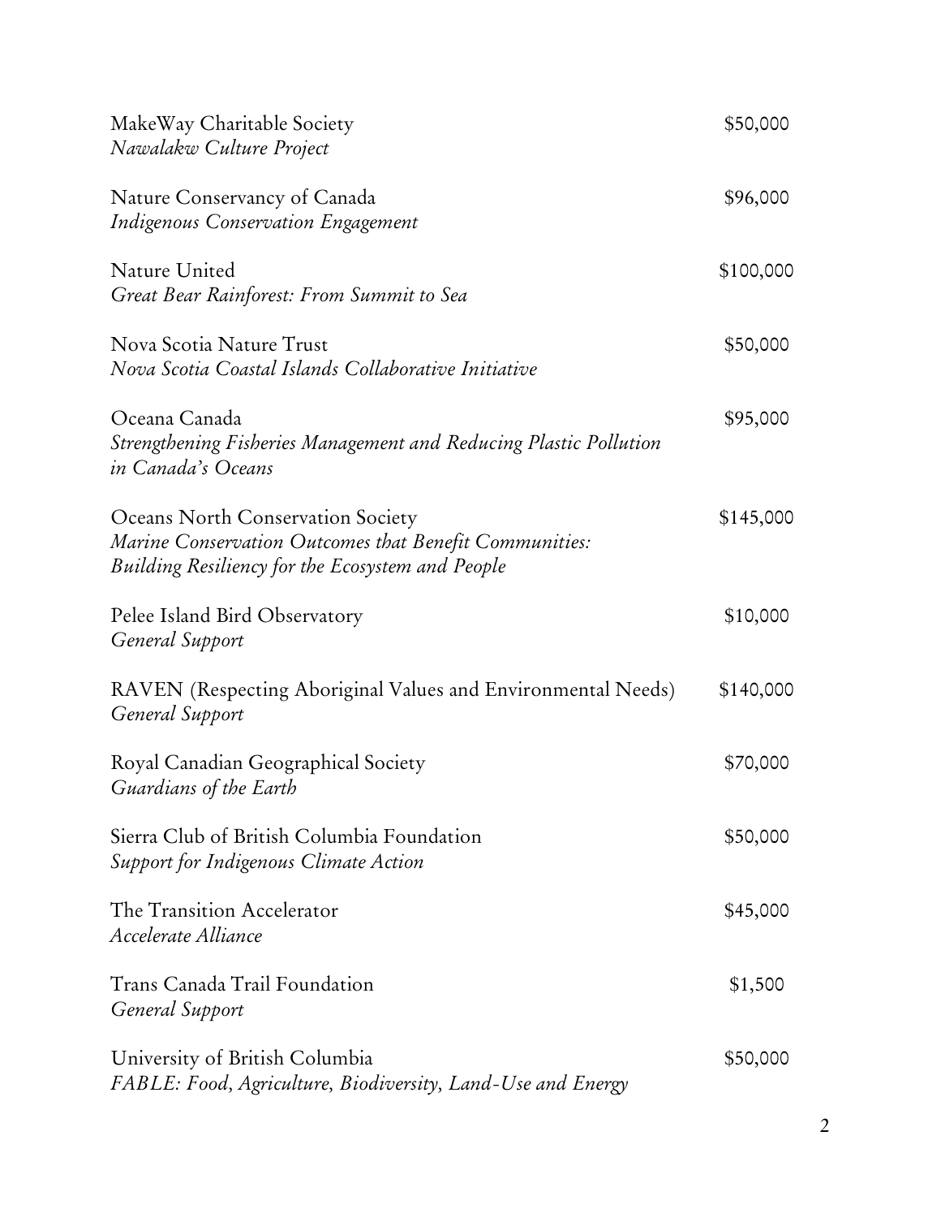| Organization / Project | Amount |
|---|---|
| MakeWay Charitable Society<br>*Nawalakw Culture Project* | $50,000 |
| Nature Conservancy of Canada<br>*Indigenous Conservation Engagement* | $96,000 |
| Nature United<br>*Great Bear Rainforest: From Summit to Sea* | $100,000 |
| Nova Scotia Nature Trust<br>*Nova Scotia Coastal Islands Collaborative Initiative* | $50,000 |
| Oceana Canada<br>*Strengthening Fisheries Management and Reducing Plastic Pollution in Canada's Oceans* | $95,000 |
| Oceans North Conservation Society<br>*Marine Conservation Outcomes that Benefit Communities: Building Resiliency for the Ecosystem and People* | $145,000 |
| Pelee Island Bird Observatory<br>*General Support* | $10,000 |
| RAVEN (Respecting Aboriginal Values and Environmental Needs)<br>*General Support* | $140,000 |
| Royal Canadian Geographical Society<br>*Guardians of the Earth* | $70,000 |
| Sierra Club of British Columbia Foundation<br>*Support for Indigenous Climate Action* | $50,000 |
| The Transition Accelerator<br>*Accelerate Alliance* | $45,000 |
| Trans Canada Trail Foundation<br>*General Support* | $1,500 |
| University of British Columbia<br>*FABLE: Food, Agriculture, Biodiversity, Land-Use and Energy* | $50,000 |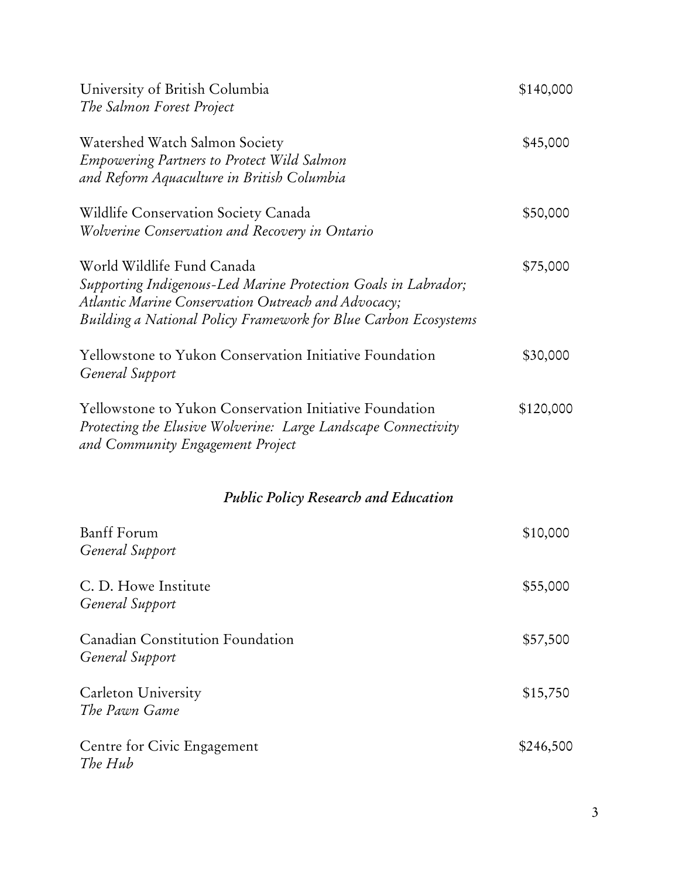University of British Columbia — $140,000
*The Salmon Forest Project*

Watershed Watch Salmon Society — $45,000
*Empowering Partners to Protect Wild Salmon and Reform Aquaculture in British Columbia*

Wildlife Conservation Society Canada — $50,000
*Wolverine Conservation and Recovery in Ontario*

World Wildlife Fund Canada — $75,000
*Supporting Indigenous-Led Marine Protection Goals in Labrador;*
*Atlantic Marine Conservation Outreach and Advocacy;*
*Building a National Policy Framework for Blue Carbon Ecosystems*

Yellowstone to Yukon Conservation Initiative Foundation — $30,000
*General Support*

Yellowstone to Yukon Conservation Initiative Foundation — $120,000
*Protecting the Elusive Wolverine: Large Landscape Connectivity and Community Engagement Project*

## *Public Policy Research and Education*

Banff Forum — $10,000
*General Support*

C. D. Howe Institute — $55,000
*General Support*

Canadian Constitution Foundation — $57,500
*General Support*

Carleton University — $15,750
*The Pawn Game*

Centre for Civic Engagement — $246,500
*The Hub*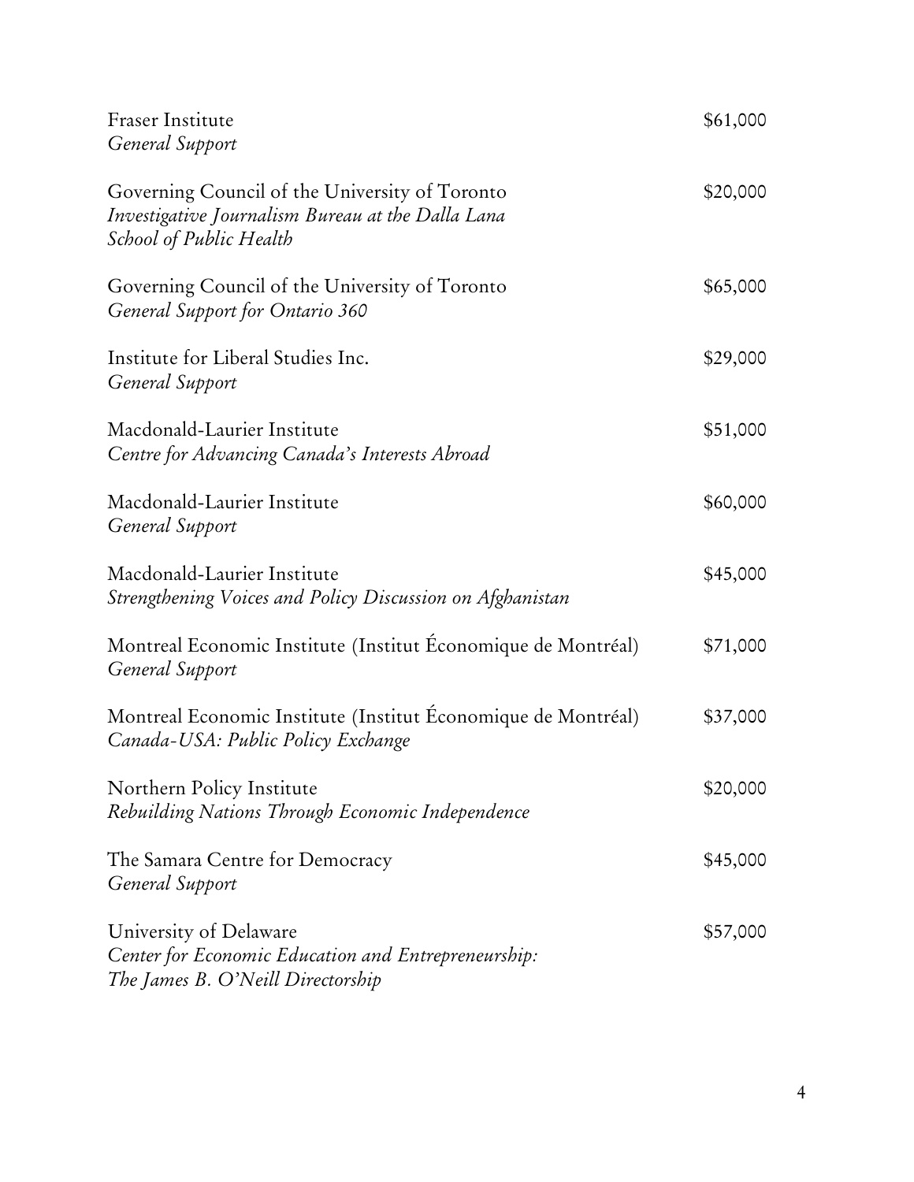| | |
|---|---|
| Fraser Institute<br>*General Support* | $61,000 |
| Governing Council of the University of Toronto<br>*Investigative Journalism Bureau at the Dalla Lana School of Public Health* | $20,000 |
| Governing Council of the University of Toronto<br>*General Support for Ontario 360* | $65,000 |
| Institute for Liberal Studies Inc.<br>*General Support* | $29,000 |
| Macdonald-Laurier Institute<br>*Centre for Advancing Canada's Interests Abroad* | $51,000 |
| Macdonald-Laurier Institute<br>*General Support* | $60,000 |
| Macdonald-Laurier Institute<br>*Strengthening Voices and Policy Discussion on Afghanistan* | $45,000 |
| Montreal Economic Institute (Institut Économique de Montréal)<br>*General Support* | $71,000 |
| Montreal Economic Institute (Institut Économique de Montréal)<br>*Canada-USA: Public Policy Exchange* | $37,000 |
| Northern Policy Institute<br>*Rebuilding Nations Through Economic Independence* | $20,000 |
| The Samara Centre for Democracy<br>*General Support* | $45,000 |
| University of Delaware<br>*Center for Economic Education and Entrepreneurship: The James B. O'Neill Directorship* | $57,000 |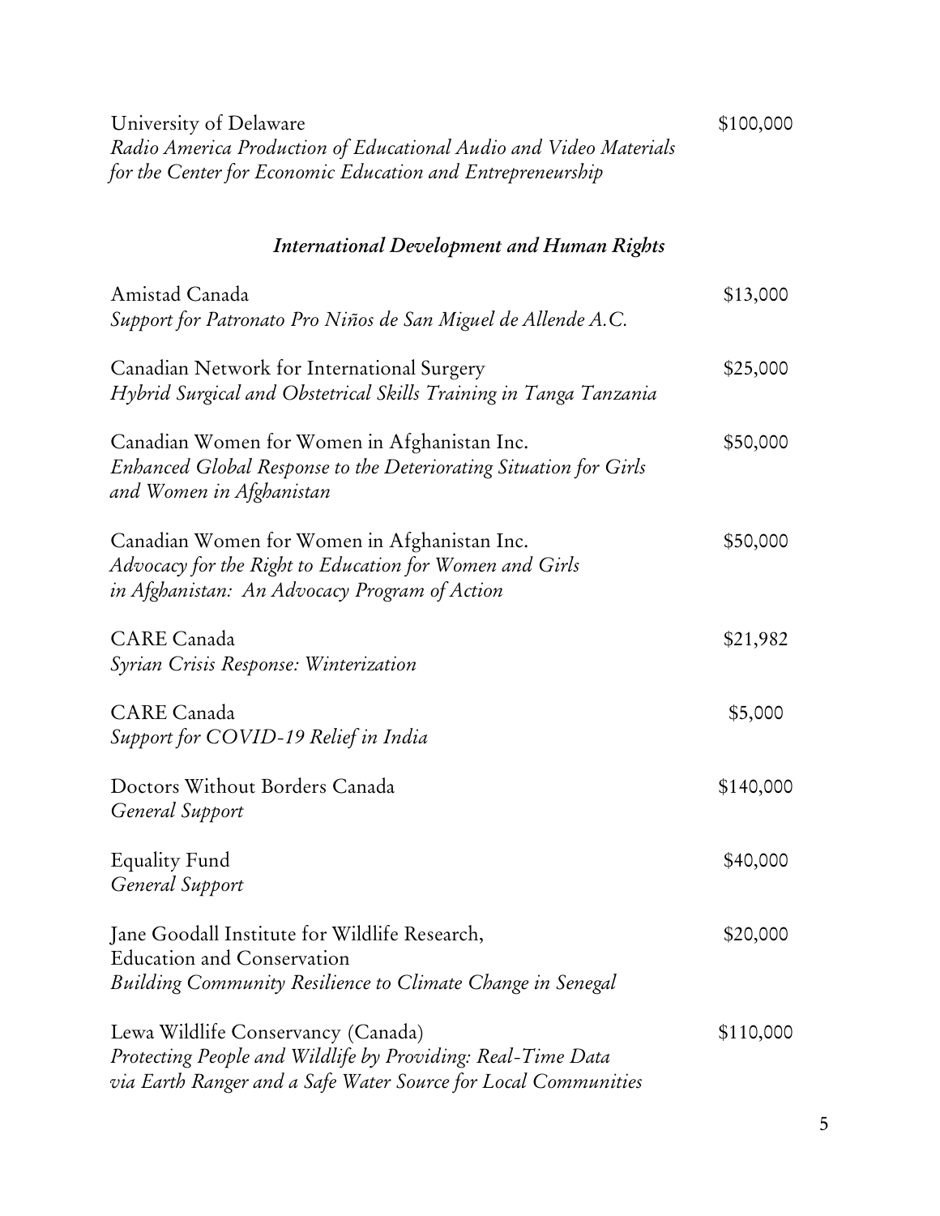University of Delaware — $100,000
*Radio America Production of Educational Audio and Video Materials for the Center for Economic Education and Entrepreneurship*

### *International Development and Human Rights*

Amistad Canada — $13,000
*Support for Patronato Pro Niños de San Miguel de Allende A.C.*

Canadian Network for International Surgery — $25,000
*Hybrid Surgical and Obstetrical Skills Training in Tanga Tanzania*

Canadian Women for Women in Afghanistan Inc. — $50,000
*Enhanced Global Response to the Deteriorating Situation for Girls and Women in Afghanistan*

Canadian Women for Women in Afghanistan Inc. — $50,000
*Advocacy for the Right to Education for Women and Girls in Afghanistan: An Advocacy Program of Action*

CARE Canada — $21,982
*Syrian Crisis Response: Winterization*

CARE Canada — $5,000
*Support for COVID-19 Relief in India*

Doctors Without Borders Canada — $140,000
*General Support*

Equality Fund — $40,000
*General Support*

Jane Goodall Institute for Wildlife Research, Education and Conservation — $20,000
*Building Community Resilience to Climate Change in Senegal*

Lewa Wildlife Conservancy (Canada) — $110,000
*Protecting People and Wildlife by Providing: Real-Time Data via Earth Ranger and a Safe Water Source for Local Communities*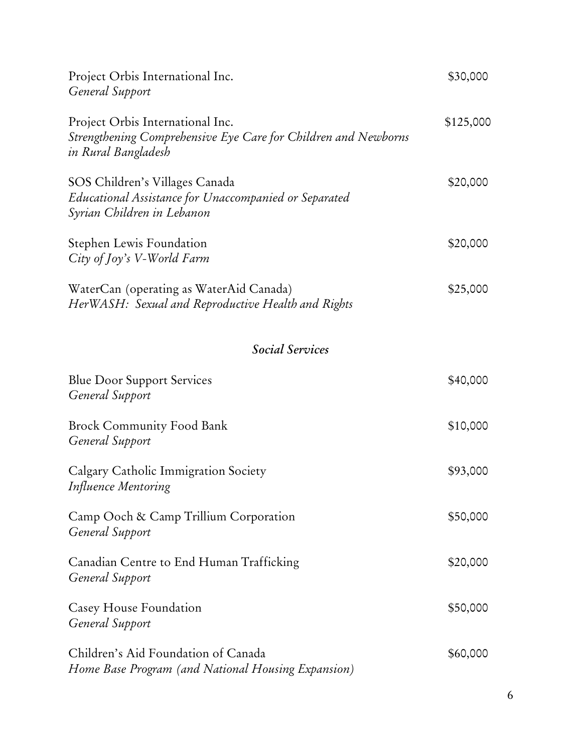Project Orbis International Inc. — $30,000
*General Support*

Project Orbis International Inc. — $125,000
*Strengthening Comprehensive Eye Care for Children and Newborns in Rural Bangladesh*

SOS Children's Villages Canada — $20,000
*Educational Assistance for Unaccompanied or Separated Syrian Children in Lebanon*

Stephen Lewis Foundation — $20,000
*City of Joy's V-World Farm*

WaterCan (operating as WaterAid Canada) — $25,000
*HerWASH: Sexual and Reproductive Health and Rights*

### *Social Services*

Blue Door Support Services — $40,000
*General Support*

Brock Community Food Bank — $10,000
*General Support*

Calgary Catholic Immigration Society — $93,000
*Influence Mentoring*

Camp Ooch & Camp Trillium Corporation — $50,000
*General Support*

Canadian Centre to End Human Trafficking — $20,000
*General Support*

Casey House Foundation — $50,000
*General Support*

Children's Aid Foundation of Canada — $60,000
*Home Base Program (and National Housing Expansion)*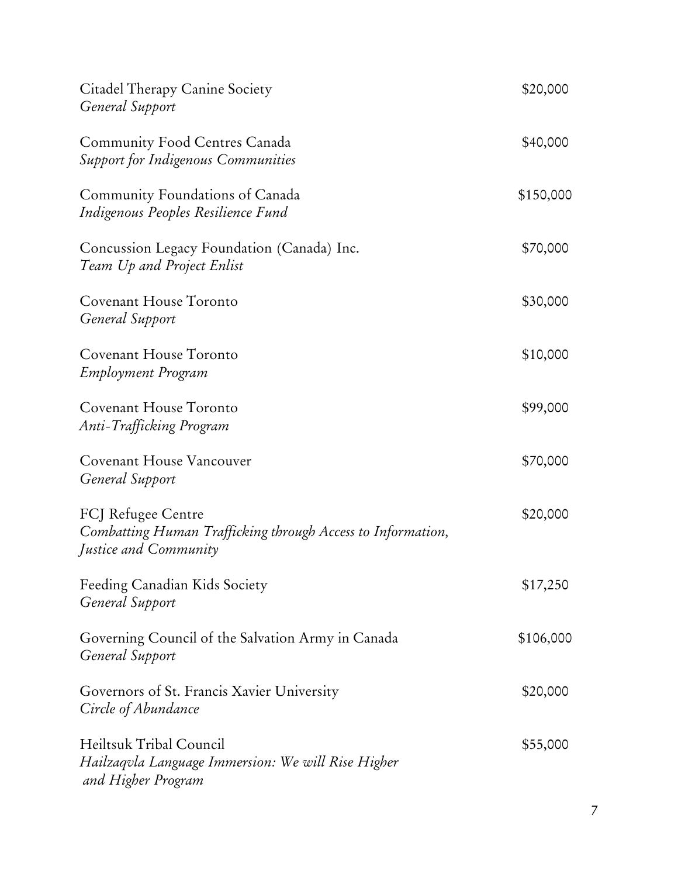Citadel Therapy Canine Society
*General Support* — $20,000

Community Food Centres Canada
*Support for Indigenous Communities* — $40,000

Community Foundations of Canada
*Indigenous Peoples Resilience Fund* — $150,000

Concussion Legacy Foundation (Canada) Inc.
*Team Up and Project Enlist* — $70,000

Covenant House Toronto
*General Support* — $30,000

Covenant House Toronto
*Employment Program* — $10,000

Covenant House Toronto
*Anti-Trafficking Program* — $99,000

Covenant House Vancouver
*General Support* — $70,000

FCJ Refugee Centre
*Combatting Human Trafficking through Access to Information, Justice and Community* — $20,000

Feeding Canadian Kids Society
*General Support* — $17,250

Governing Council of the Salvation Army in Canada
*General Support* — $106,000

Governors of St. Francis Xavier University
*Circle of Abundance* — $20,000

Heiltsuk Tribal Council
*Hailzaqvla Language Immersion: We will Rise Higher and Higher Program* — $55,000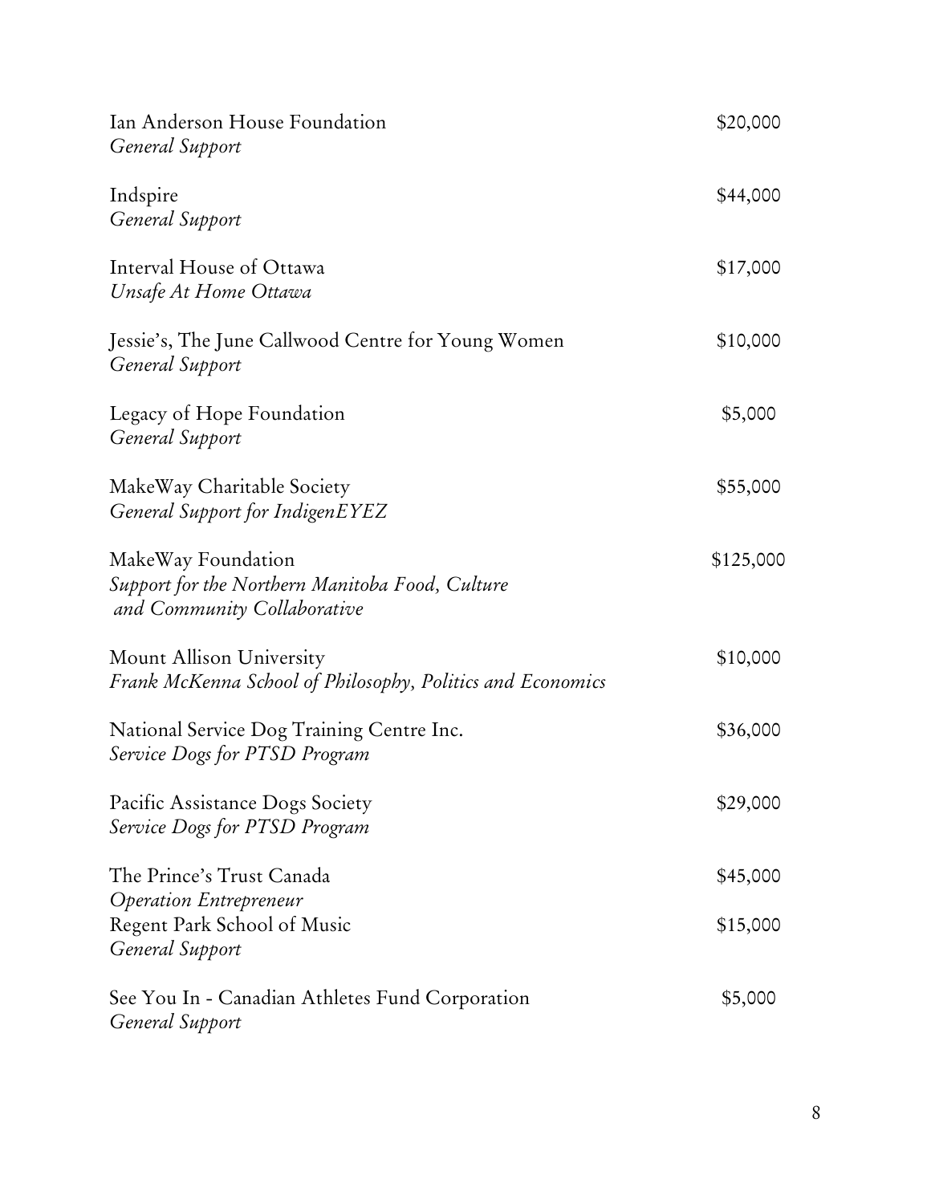| Recipient | Amount |
| --- | --- |
| Ian Anderson House Foundation<br>*General Support* | $20,000 |
| Indspire<br>*General Support* | $44,000 |
| Interval House of Ottawa<br>*Unsafe At Home Ottawa* | $17,000 |
| Jessie's, The June Callwood Centre for Young Women<br>*General Support* | $10,000 |
| Legacy of Hope Foundation<br>*General Support* | $5,000 |
| MakeWay Charitable Society<br>*General Support for IndigenEYEZ* | $55,000 |
| MakeWay Foundation<br>*Support for the Northern Manitoba Food, Culture and Community Collaborative* | $125,000 |
| Mount Allison University<br>*Frank McKenna School of Philosophy, Politics and Economics* | $10,000 |
| National Service Dog Training Centre Inc.<br>*Service Dogs for PTSD Program* | $36,000 |
| Pacific Assistance Dogs Society<br>*Service Dogs for PTSD Program* | $29,000 |
| The Prince's Trust Canada<br>*Operation Entrepreneur* | $45,000 |
| Regent Park School of Music<br>*General Support* | $15,000 |
| See You In - Canadian Athletes Fund Corporation<br>*General Support* | $5,000 |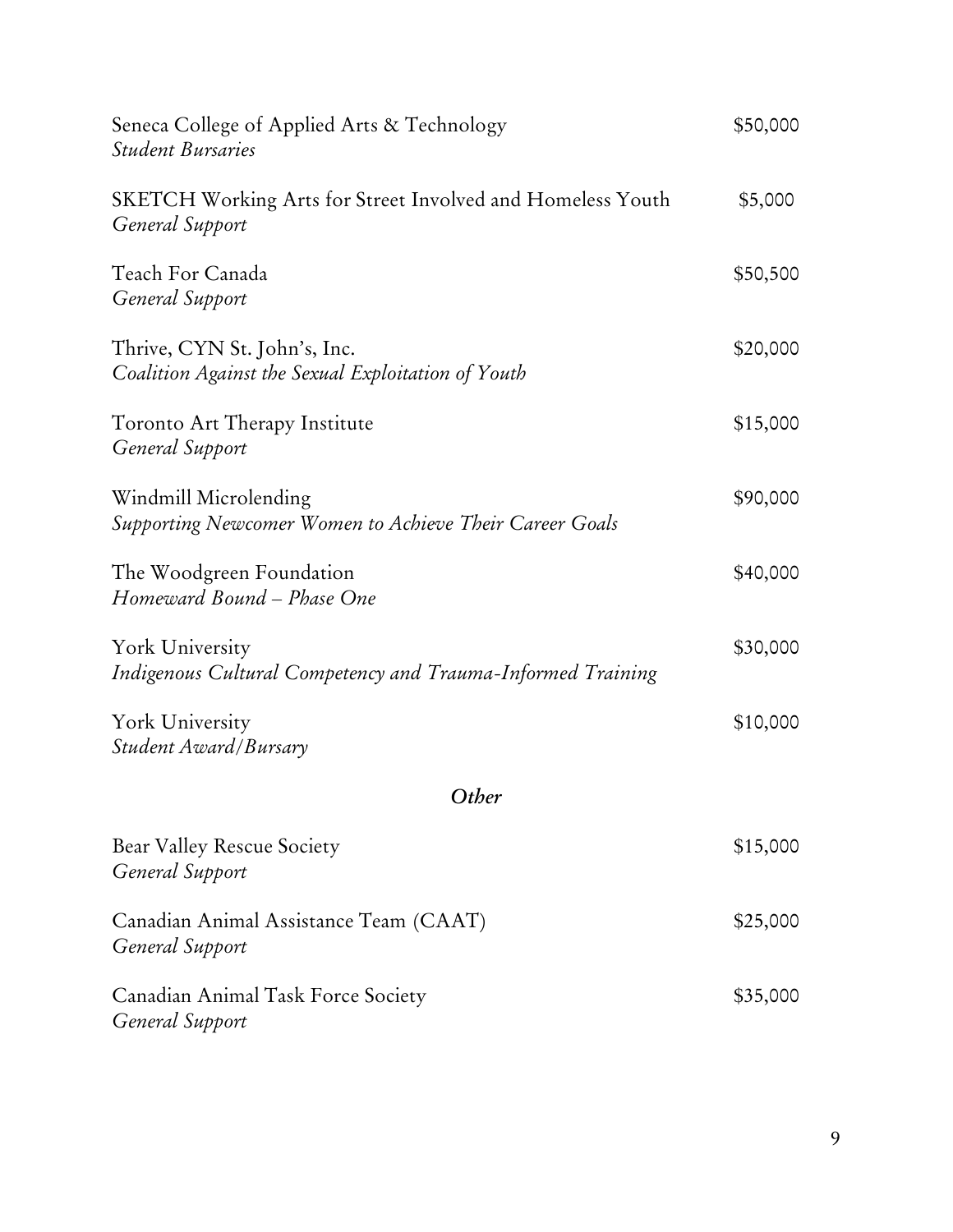Seneca College of Applied Arts & Technology — $50,000
*Student Bursaries*

SKETCH Working Arts for Street Involved and Homeless Youth — $5,000
*General Support*

Teach For Canada — $50,500
*General Support*

Thrive, CYN St. John's, Inc. — $20,000
*Coalition Against the Sexual Exploitation of Youth*

Toronto Art Therapy Institute — $15,000
*General Support*

Windmill Microlending — $90,000
*Supporting Newcomer Women to Achieve Their Career Goals*

The Woodgreen Foundation — $40,000
*Homeward Bound – Phase One*

York University — $30,000
*Indigenous Cultural Competency and Trauma-Informed Training*

York University — $10,000
*Student Award/Bursary*

### *Other*

Bear Valley Rescue Society — $15,000
*General Support*

Canadian Animal Assistance Team (CAAT) — $25,000
*General Support*

Canadian Animal Task Force Society — $35,000
*General Support*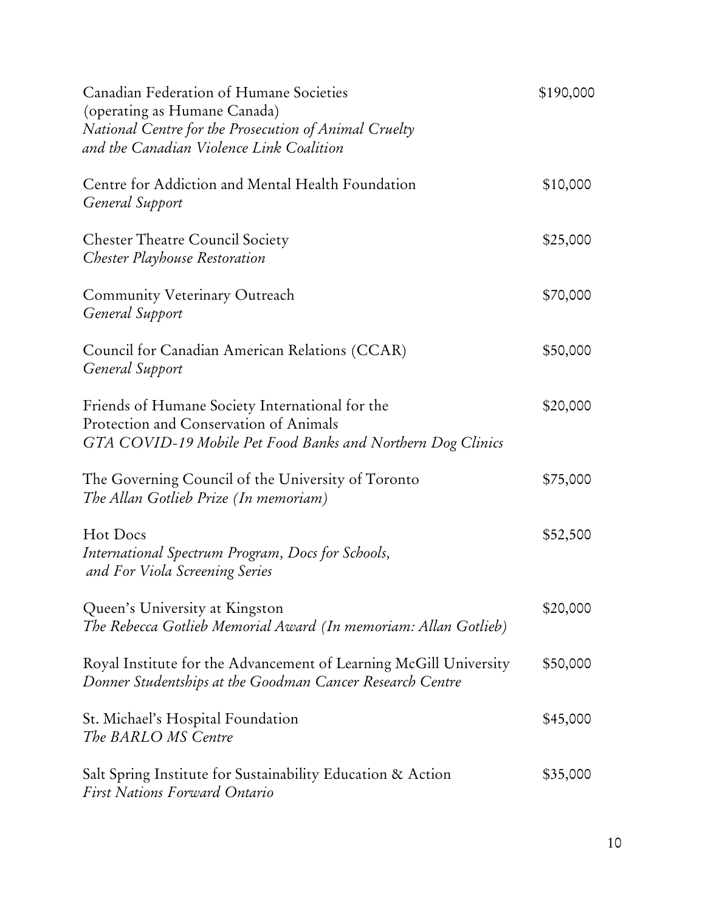Canadian Federation of Humane Societies (operating as Humane Canada) — $190,000
*National Centre for the Prosecution of Animal Cruelty and the Canadian Violence Link Coalition*

Centre for Addiction and Mental Health Foundation — $10,000
*General Support*

Chester Theatre Council Society — $25,000
*Chester Playhouse Restoration*

Community Veterinary Outreach — $70,000
*General Support*

Council for Canadian American Relations (CCAR) — $50,000
*General Support*

Friends of Humane Society International for the Protection and Conservation of Animals — $20,000
*GTA COVID-19 Mobile Pet Food Banks and Northern Dog Clinics*

The Governing Council of the University of Toronto — $75,000
*The Allan Gotlieb Prize (In memoriam)*

Hot Docs — $52,500
*International Spectrum Program, Docs for Schools, and For Viola Screening Series*

Queen's University at Kingston — $20,000
*The Rebecca Gotlieb Memorial Award (In memoriam: Allan Gotlieb)*

Royal Institute for the Advancement of Learning McGill University — $50,000
*Donner Studentships at the Goodman Cancer Research Centre*

St. Michael's Hospital Foundation — $45,000
*The BARLO MS Centre*

Salt Spring Institute for Sustainability Education & Action — $35,000
*First Nations Forward Ontario*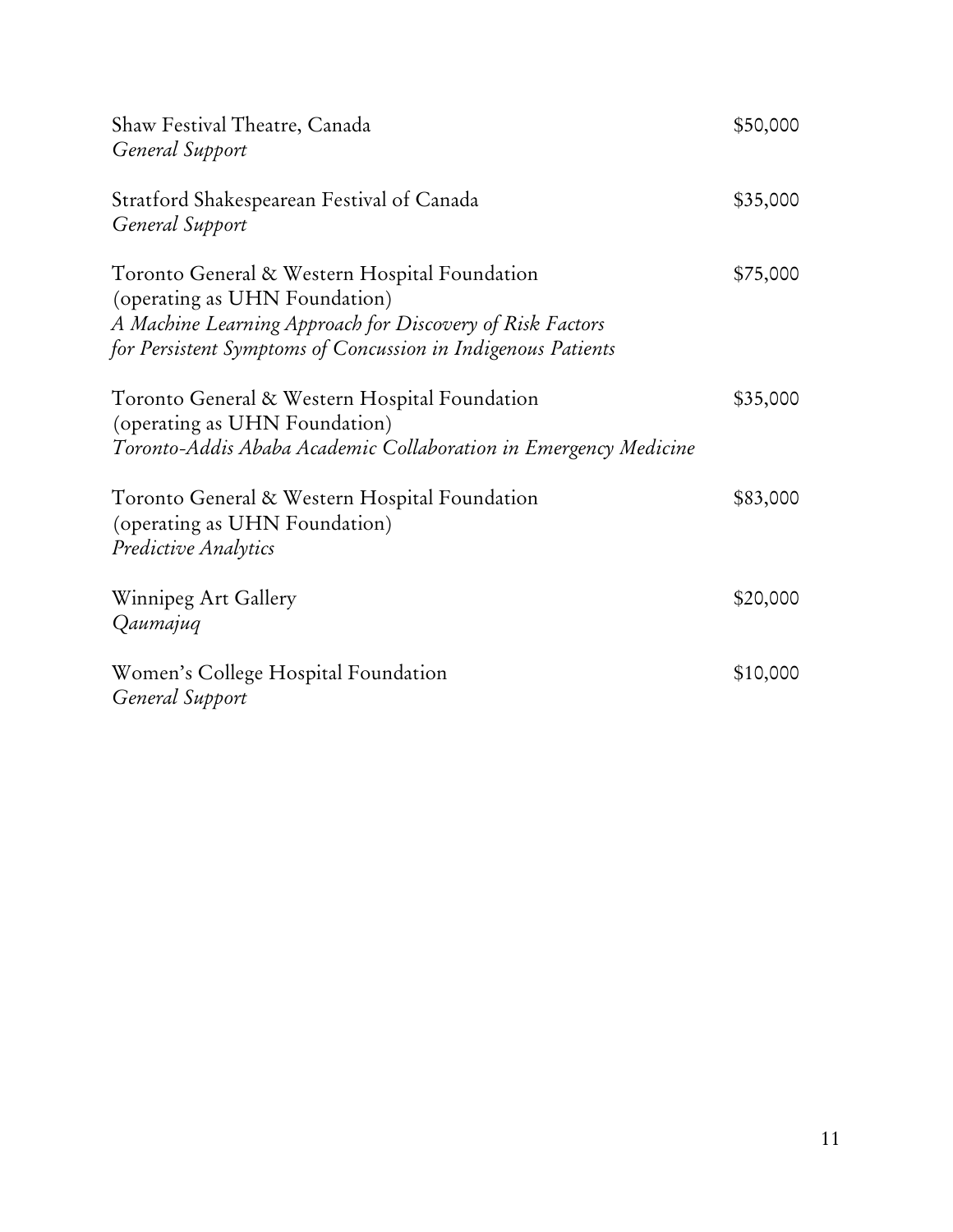| | |
|---|---|
| Shaw Festival Theatre, Canada<br>*General Support* | $50,000 |
| Stratford Shakespearean Festival of Canada<br>*General Support* | $35,000 |
| Toronto General & Western Hospital Foundation<br>(operating as UHN Foundation)<br>*A Machine Learning Approach for Discovery of Risk Factors for Persistent Symptoms of Concussion in Indigenous Patients* | $75,000 |
| Toronto General & Western Hospital Foundation<br>(operating as UHN Foundation)<br>*Toronto-Addis Ababa Academic Collaboration in Emergency Medicine* | $35,000 |
| Toronto General & Western Hospital Foundation<br>(operating as UHN Foundation)<br>*Predictive Analytics* | $83,000 |
| Winnipeg Art Gallery<br>*Qaumajuq* | $20,000 |
| Women's College Hospital Foundation<br>*General Support* | $10,000 |